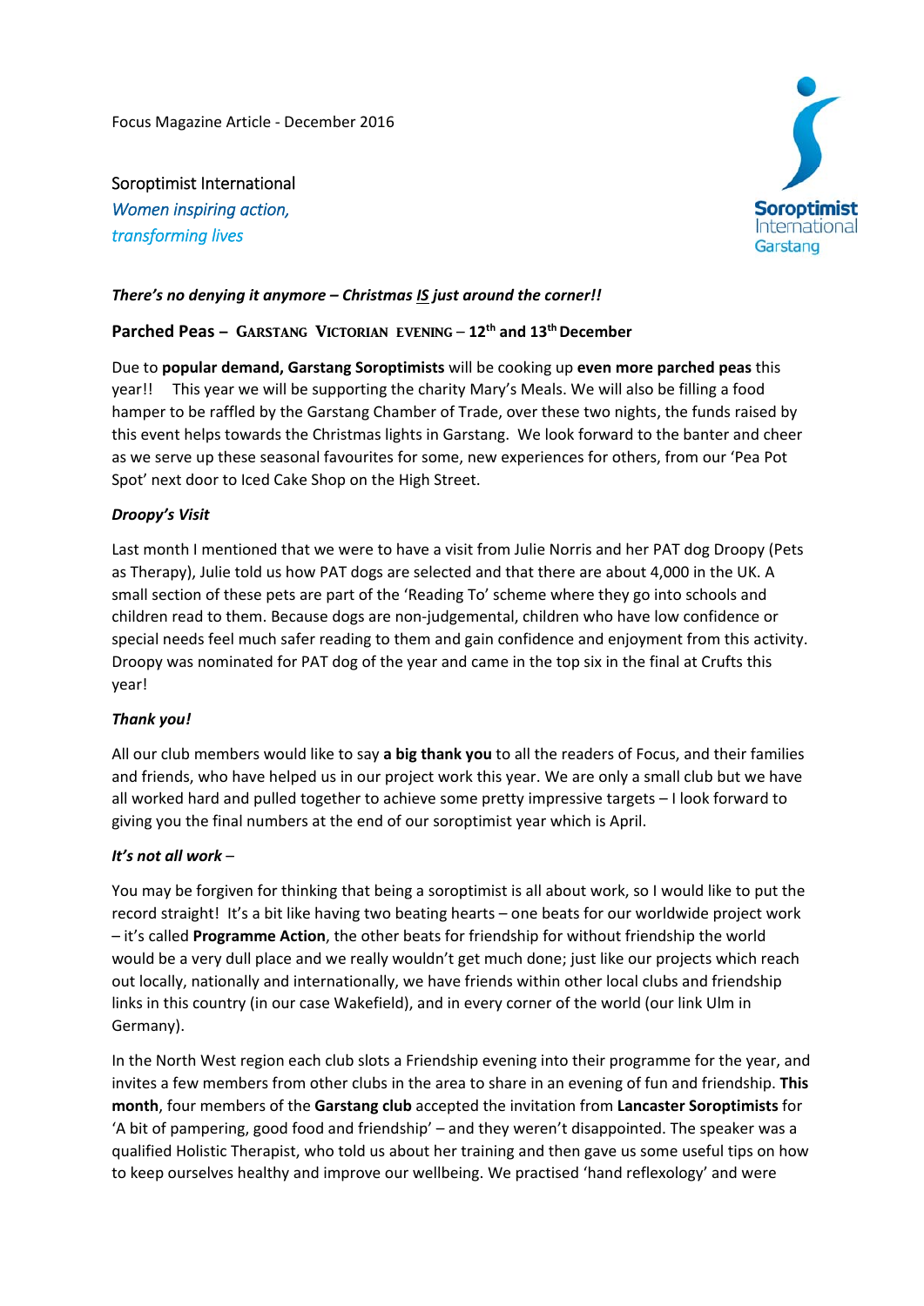Focus Magazine Article - December 2016

Soroptimist International
*Women inspiring action,*
*transforming lives*

Soroptimist International Garstang

***There's no denying it anymore – Christmas IS just around the corner!!***

**Parched Peas – GARSTANG VICTORIAN EVENING – 12th and 13th December**

Due to **popular demand, Garstang Soroptimists** will be cooking up **even more parched peas** this year!! This year we will be supporting the charity Mary's Meals. We will also be filling a food hamper to be raffled by the Garstang Chamber of Trade, over these two nights, the funds raised by this event helps towards the Christmas lights in Garstang. We look forward to the banter and cheer as we serve up these seasonal favourites for some, new experiences for others, from our 'Pea Pot Spot' next door to Iced Cake Shop on the High Street.

***Droopy's Visit***

Last month I mentioned that we were to have a visit from Julie Norris and her PAT dog Droopy (Pets as Therapy), Julie told us how PAT dogs are selected and that there are about 4,000 in the UK. A small section of these pets are part of the 'Reading To' scheme where they go into schools and children read to them. Because dogs are non-judgemental, children who have low confidence or special needs feel much safer reading to them and gain confidence and enjoyment from this activity. Droopy was nominated for PAT dog of the year and came in the top six in the final at Crufts this year!

***Thank you!***

All our club members would like to say **a big thank you** to all the readers of Focus, and their families and friends, who have helped us in our project work this year. We are only a small club but we have all worked hard and pulled together to achieve some pretty impressive targets – I look forward to giving you the final numbers at the end of our soroptimist year which is April.

***It's not all work*** –

You may be forgiven for thinking that being a soroptimist is all about work, so I would like to put the record straight! It's a bit like having two beating hearts – one beats for our worldwide project work – it's called **Programme Action**, the other beats for friendship for without friendship the world would be a very dull place and we really wouldn't get much done; just like our projects which reach out locally, nationally and internationally, we have friends within other local clubs and friendship links in this country (in our case Wakefield), and in every corner of the world (our link Ulm in Germany).

In the North West region each club slots a Friendship evening into their programme for the year, and invites a few members from other clubs in the area to share in an evening of fun and friendship. **This month**, four members of the **Garstang club** accepted the invitation from **Lancaster Soroptimists** for 'A bit of pampering, good food and friendship' – and they weren't disappointed. The speaker was a qualified Holistic Therapist, who told us about her training and then gave us some useful tips on how to keep ourselves healthy and improve our wellbeing. We practised 'hand reflexology' and were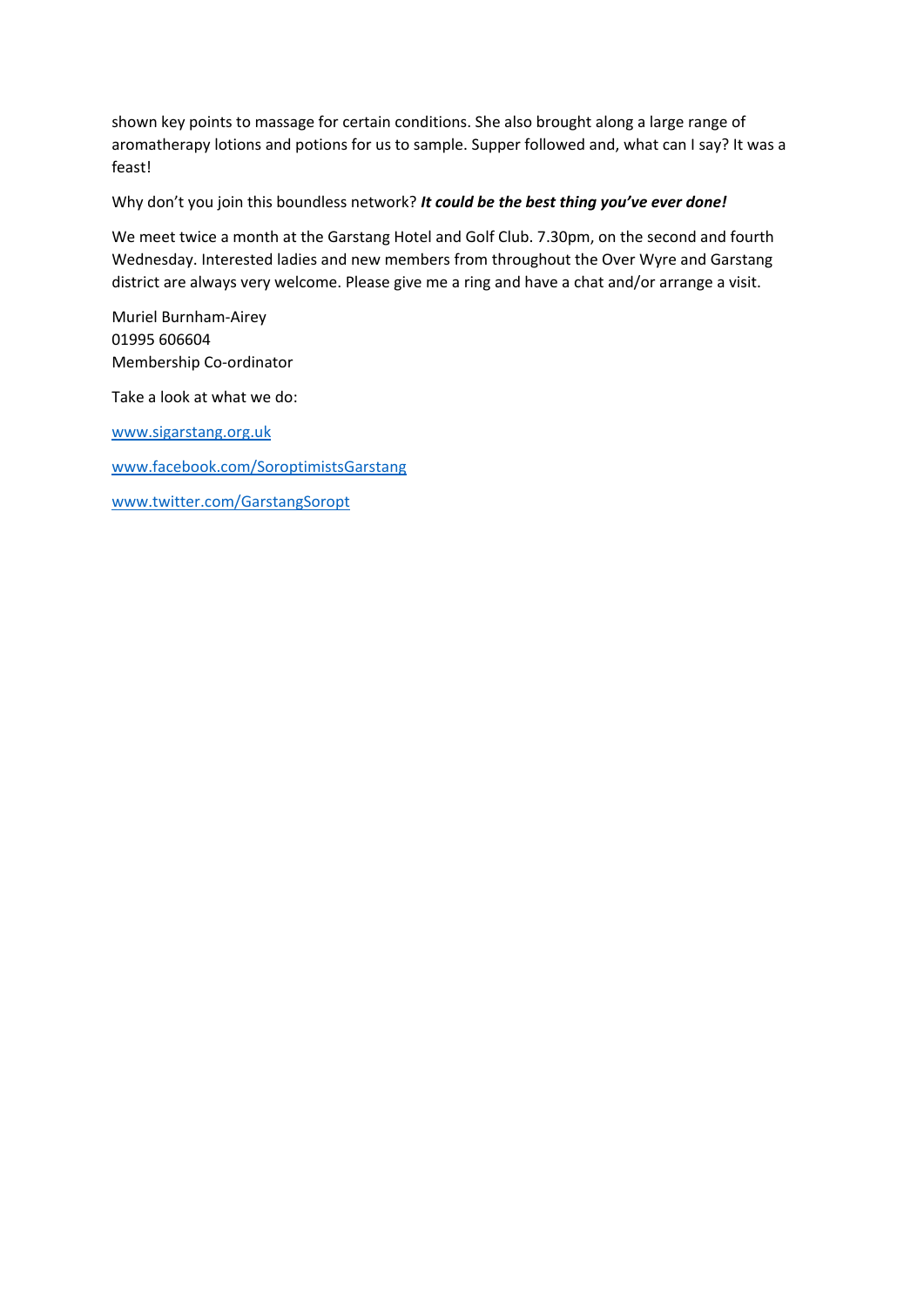shown key points to massage for certain conditions. She also brought along a large range of aromatherapy lotions and potions for us to sample. Supper followed and, what can I say? It was a feast!

Why don't you join this boundless network? ***It could be the best thing you've ever done!***

We meet twice a month at the Garstang Hotel and Golf Club. 7.30pm, on the second and fourth Wednesday. Interested ladies and new members from throughout the Over Wyre and Garstang district are always very welcome. Please give me a ring and have a chat and/or arrange a visit.

Muriel Burnham-Airey
01995 606604
Membership Co-ordinator

Take a look at what we do:

[www.sigarstang.org.uk](http://www.sigarstang.org.uk)

[www.facebook.com/SoroptimistsGarstang](http://www.facebook.com/SoroptimistsGarstang)

[www.twitter.com/GarstangSoropt](http://www.twitter.com/GarstangSoropt)